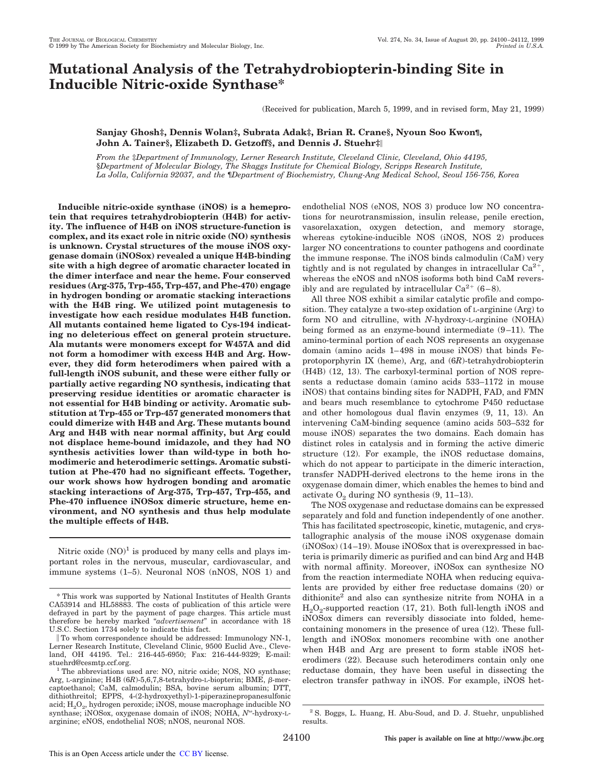# Mutational Analysis of the Tetrahydrobiopterin-binding Site in Inducible Nitric-oxide Synthase*

(Received for publication, March 5, 1999, and in revised form, May 21, 1999)

**Sanjay Ghosh‡, Dennis Wolan‡, Subrata Adak‡, Brian R. Crane§, Nyoun Soo Kwon¶, John A. Tainer§, Elizabeth D. Getzoff§, and Dennis J. Stuehr‡||**

*From the ‡Department of Immunology, Lerner Research Institute, Cleveland Clinic, Cleveland, Ohio 44195, §Department of Molecular Biology, The Skaggs Institute for Chemical Biology, Scripps Research Institute, La Jolla, California 92037, and the ¶Department of Biochemistry, Chung-Ang Medical School, Seoul 156-756, Korea*

**Inducible nitric-oxide synthase (iNOS) is a hemeprotein that requires tetrahydrobiopterin (H4B) for activity. The influence of H4B on iNOS structure-function is complex, and its exact role in nitric oxide (NO) synthesis is unknown. Crystal structures of the mouse iNOS oxygenase domain (iNOSox) revealed a unique H4B-binding site with a high degree of aromatic character located in the dimer interface and near the heme. Four conserved residues (Arg-375, Trp-455, Trp-457, and Phe-470) engage in hydrogen bonding or aromatic stacking interactions with the H4B ring. We utilized point mutagenesis to investigate how each residue modulates H4B function. All mutants contained heme ligated to Cys-194 indicating no deleterious effect on general protein structure. Ala mutants were monomers except for W457A and did not form a homodimer with excess H4B and Arg. However, they did form heterodimers when paired with a full-length iNOS subunit, and these were either fully or partially active regarding NO synthesis, indicating that preserving residue identities or aromatic character is not essential for H4B binding or activity. Aromatic substitution at Trp-455 or Trp-457 generated monomers that could dimerize with H4B and Arg. These mutants bound Arg and H4B with near normal affinity, but Arg could not displace heme-bound imidazole, and they had NO synthesis activities lower than wild-type in both homodimeric and heterodimeric settings. Aromatic substitution at Phe-470 had no significant effects. Together, our work shows how hydrogen bonding and aromatic stacking interactions of Arg-375, Trp-457, Trp-455, and Phe-470 influence iNOSox dimeric structure, heme environment, and NO synthesis and thus help modulate the multiple effects of H4B.**

Nitric oxide (NO)[1] is produced by many cells and plays important roles in the nervous, muscular, cardiovascular, and immune systems (1–5). Neuronal NOS (nNOS, NOS 1) and endothelial NOS (eNOS, NOS 3) produce low NO concentrations for neurotransmission, insulin release, penile erection, vasorelaxation, oxygen detection, and memory storage, whereas cytokine-inducible NOS (iNOS, NOS 2) produces larger NO concentrations to counter pathogens and coordinate the immune response. The iNOS binds calmodulin (CaM) very tightly and is not regulated by changes in intracellular $Ca^{2+}$, whereas the eNOS and nNOS isoforms both bind CaM reversibly and are regulated by intracellular $Ca^{2+}$ (6–8).

All three NOS exhibit a similar catalytic profile and composition. They catalyze a two-step oxidation of L-arginine (Arg) to form NO and citrulline, with *N*-hydroxy-L-arginine (NOHA) being formed as an enzyme-bound intermediate (9–11). The amino-terminal portion of each NOS represents an oxygenase domain (amino acids 1–498 in mouse iNOS) that binds Fe-protoporphyrin IX (heme), Arg, and (6*R*)-tetrahydrobiopterin (H4B) (12, 13). The carboxyl-terminal portion of NOS represents a reductase domain (amino acids 533–1172 in mouse iNOS) that contains binding sites for NADPH, FAD, and FMN and bears much resemblance to cytochrome P450 reductase and other homologous dual flavin enzymes (9, 11, 13). An intervening CaM-binding sequence (amino acids 503–532 for mouse iNOS) separates the two domains. Each domain has distinct roles in catalysis and in forming the active dimeric structure (12). For example, the iNOS reductase domains, which do not appear to participate in the dimeric interaction, transfer NADPH-derived electrons to the heme irons in the oxygenase domain dimer, which enables the hemes to bind and activate $O_2$ during NO synthesis (9, 11–13).

The NOS oxygenase and reductase domains can be expressed separately and fold and function independently of one another. This has facilitated spectroscopic, kinetic, mutagenic, and crystallographic analysis of the mouse iNOS oxygenase domain (iNOSox) (14–19). Mouse iNOSox that is overexpressed in bacteria is primarily dimeric as purified and can bind Arg and H4B with normal affinity. Moreover, iNOSox can synthesize NO from the reaction intermediate NOHA when reducing equivalents are provided by either free reductase domains (20) or dithionite[2] and also can synthesize nitrite from NOHA in a $H_2O_2$-supported reaction (17, 21). Both full-length iNOS and iNOSox dimers can reversibly dissociate into folded, heme-containing monomers in the presence of urea (12). These full-length and iNOSox monomers recombine with one another when H4B and Arg are present to form stable iNOS heterodimers (22). Because such heterodimers contain only one reductase domain, they have been useful in dissecting the electron transfer pathway in iNOS. For example, iNOS het-

---

* This work was supported by National Institutes of Health Grants CA53914 and HL58883. The costs of publication of this article were defrayed in part by the payment of page charges. This article must therefore be hereby marked "*advertisement*" in accordance with 18 U.S.C. Section 1734 solely to indicate this fact.

|| To whom correspondence should be addressed: Immunology NN-1, Lerner Research Institute, Cleveland Clinic, 9500 Euclid Ave., Cleveland, OH 44195. Tel.: 216-445-6950; Fax: 216-444-9329; E-mail: stuehrd@cesmtp.ccf.org.

[1] The abbreviations used are: NO, nitric oxide; NOS, NO synthase; Arg, L-arginine; H4B (6*R*)-5,6,7,8-tetrahydro-L-biopterin; BME, β-mercaptoethanol; CaM, calmodulin; BSA, bovine serum albumin; DTT, dithiothreitol; EPPS, 4-(2-hydroxyethyl)-1-piperazinepropanesulfonic acid; $H_2O_2$, hydrogen peroxide; iNOS, mouse macrophage inducible NO synthase; iNOSox, oxygenase domain of iNOS; NOHA, $N^{\omega}$-hydroxy-L-arginine; eNOS, endothelial NOS; nNOS, neuronal NOS.

[2] S. Boggs, L. Huang, H. Abu-Soud, and D. J. Stuehr, unpublished results.

This is an Open Access article under the CC BY license.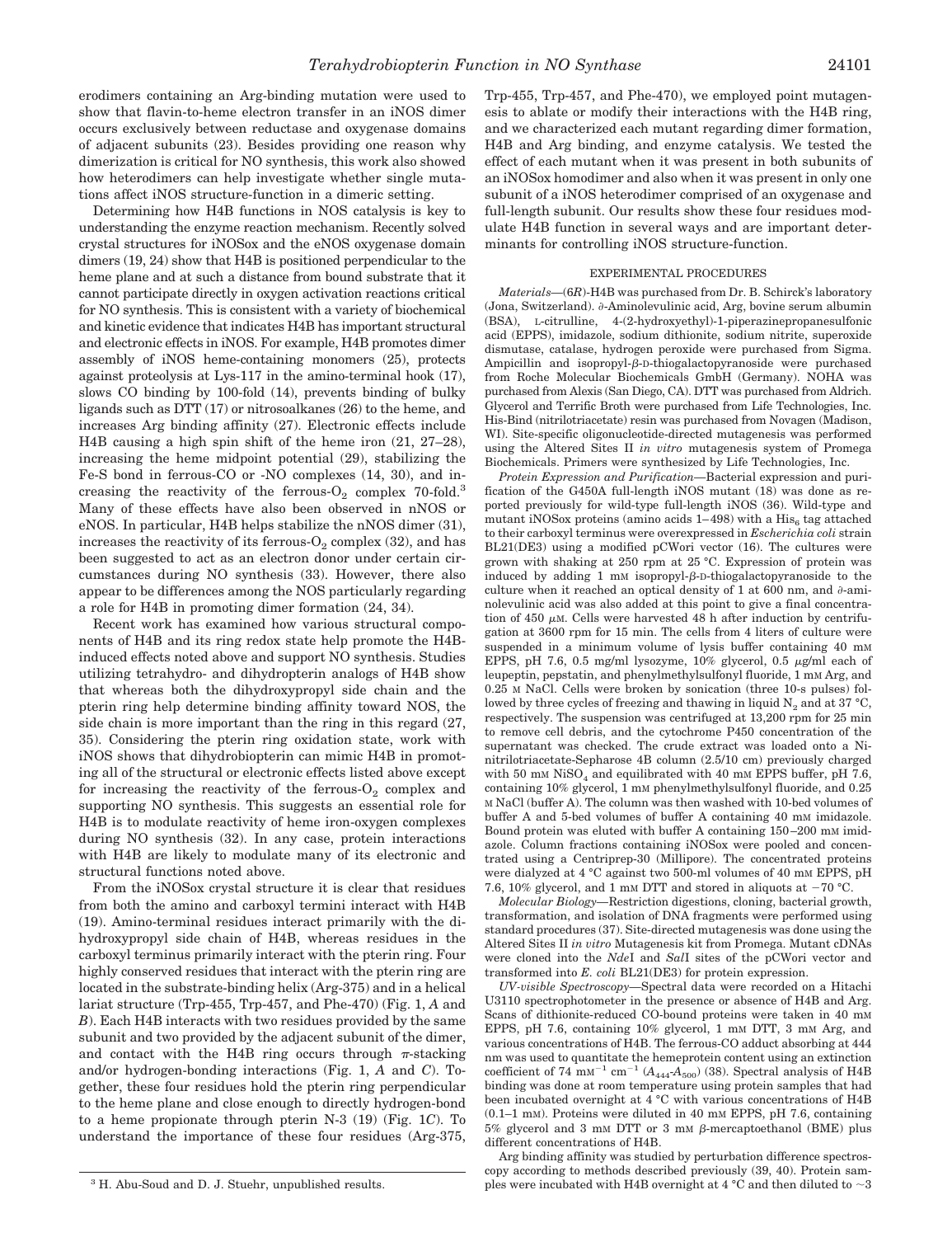erodimers containing an Arg-binding mutation were used to show that flavin-to-heme electron transfer in an iNOS dimer occurs exclusively between reductase and oxygenase domains of adjacent subunits (23). Besides providing one reason why dimerization is critical for NO synthesis, this work also showed how heterodimers can help investigate whether single mutations affect iNOS structure-function in a dimeric setting.

Determining how H4B functions in NOS catalysis is key to understanding the enzyme reaction mechanism. Recently solved crystal structures for iNOSox and the eNOS oxygenase domain dimers (19, 24) show that H4B is positioned perpendicular to the heme plane and at such a distance from bound substrate that it cannot participate directly in oxygen activation reactions critical for NO synthesis. This is consistent with a variety of biochemical and kinetic evidence that indicates H4B has important structural and electronic effects in iNOS. For example, H4B promotes dimer assembly of iNOS heme-containing monomers (25), protects against proteolysis at Lys-117 in the amino-terminal hook (17), slows CO binding by 100-fold (14), prevents binding of bulky ligands such as DTT (17) or nitrosoalkanes (26) to the heme, and increases Arg binding affinity (27). Electronic effects include H4B causing a high spin shift of the heme iron (21, 27–28), increasing the heme midpoint potential (29), stabilizing the Fe-S bond in ferrous-CO or -NO complexes (14, 30), and increasing the reactivity of the ferrous-$O_2$ complex 70-fold.[3] Many of these effects have also been observed in nNOS or eNOS. In particular, H4B helps stabilize the nNOS dimer (31), increases the reactivity of its ferrous-$O_2$ complex (32), and has been suggested to act as an electron donor under certain circumstances during NO synthesis (33). However, there also appear to be differences among the NOS particularly regarding a role for H4B in promoting dimer formation (24, 34).

Recent work has examined how various structural components of H4B and its ring redox state help promote the H4B-induced effects noted above and support NO synthesis. Studies utilizing tetrahydro- and dihydropterin analogs of H4B show that whereas both the dihydroxypropyl side chain and the pterin ring help determine binding affinity toward NOS, the side chain is more important than the ring in this regard (27, 35). Considering the pterin ring oxidation state, work with iNOS shows that dihydrobiopterin can mimic H4B in promoting all of the structural or electronic effects listed above except for increasing the reactivity of the ferrous-$O_2$ complex and supporting NO synthesis. This suggests an essential role for H4B is to modulate reactivity of heme iron-oxygen complexes during NO synthesis (32). In any case, protein interactions with H4B are likely to modulate many of its electronic and structural functions noted above.

From the iNOSox crystal structure it is clear that residues from both the amino and carboxyl termini interact with H4B (19). Amino-terminal residues interact primarily with the dihydroxypropyl side chain of H4B, whereas residues in the carboxyl terminus primarily interact with the pterin ring. Four highly conserved residues that interact with the pterin ring are located in the substrate-binding helix (Arg-375) and in a helical lariat structure (Trp-455, Trp-457, and Phe-470) (Fig. 1, *A* and *B*). Each H4B interacts with two residues provided by the same subunit and two provided by the adjacent subunit of the dimer, and contact with the H4B ring occurs through $\pi$-stacking and/or hydrogen-bonding interactions (Fig. 1, *A* and *C*). Together, these four residues hold the pterin ring perpendicular to the heme plane and close enough to directly hydrogen-bond to a heme propionate through pterin N-3 (19) (Fig. 1*C*). To understand the importance of these four residues (Arg-375, Trp-455, Trp-457, and Phe-470), we employed point mutagenesis to ablate or modify their interactions with the H4B ring, and we characterized each mutant regarding dimer formation, H4B and Arg binding, and enzyme catalysis. We tested the effect of each mutant when it was present in both subunits of an iNOSox homodimer and also when it was present in only one subunit of a iNOS heterodimer comprised of an oxygenase and full-length subunit. Our results show these four residues modulate H4B function in several ways and are important determinants for controlling iNOS structure-function.

## EXPERIMENTAL PROCEDURES

*Materials*—(6*R*)-H4B was purchased from Dr. B. Schirck's laboratory (Jona, Switzerland). ∂-Aminolevulinic acid, Arg, bovine serum albumin (BSA), L-citrulline, 4-(2-hydroxyethyl)-1-piperazinepropanesulfonic acid (EPPS), imidazole, sodium dithionite, sodium nitrite, superoxide dismutase, catalase, hydrogen peroxide were purchased from Sigma. Ampicillin and isopropyl-$\beta$-D-thiogalactopyranoside were purchased from Roche Molecular Biochemicals GmbH (Germany). NOHA was purchased from Alexis (San Diego, CA). DTT was purchased from Aldrich. Glycerol and Terrific Broth were purchased from Life Technologies, Inc. His-Bind (nitrilotriacetate) resin was purchased from Novagen (Madison, WI). Site-specific oligonucleotide-directed mutagenesis was performed using the Altered Sites II *in vitro* mutagenesis system of Promega Biochemicals. Primers were synthesized by Life Technologies, Inc.

*Protein Expression and Purification*—Bacterial expression and purification of the G450A full-length iNOS mutant (18) was done as reported previously for wild-type full-length iNOS (36). Wild-type and mutant iNOSox proteins (amino acids 1–498) with a $His_6$ tag attached to their carboxyl terminus were overexpressed in *Escherichia coli* strain BL21(DE3) using a modified pCWori vector (16). The cultures were grown with shaking at 250 rpm at 25 °C. Expression of protein was induced by adding 1 mM isopropyl-$\beta$-D-thiogalactopyranoside to the culture when it reached an optical density of 1 at 600 nm, and ∂-aminolevulinic acid was also added at this point to give a final concentration of 450 $\mu$M. Cells were harvested 48 h after induction by centrifugation at 3600 rpm for 15 min. The cells from 4 liters of culture were suspended in a minimum volume of lysis buffer containing 40 mM EPPS, pH 7.6, 0.5 mg/ml lysozyme, 10% glycerol, 0.5 $\mu$g/ml each of leupeptin, pepstatin, and phenylmethylsulfonyl fluoride, 1 mM Arg, and 0.25 M NaCl. Cells were broken by sonication (three 10-s pulses) followed by three cycles of freezing and thawing in liquid $N_2$ and at 37 °C, respectively. The suspension was centrifuged at 13,200 rpm for 25 min to remove cell debris, and the cytochrome P450 concentration of the supernatant was checked. The crude extract was loaded onto a Ni-nitrilotriacetate-Sepharose 4B column (2.5/10 cm) previously charged with 50 mM $NiSO_4$ and equilibrated with 40 mM EPPS buffer, pH 7.6, containing 10% glycerol, 1 mM phenylmethylsulfonyl fluoride, and 0.25 M NaCl (buffer A). The column was then washed with 10-bed volumes of buffer A and 5-bed volumes of buffer A containing 40 mM imidazole. Bound protein was eluted with buffer A containing 150–200 mM imidazole. Column fractions containing iNOSox were pooled and concentrated using a Centriprep-30 (Millipore). The concentrated proteins were dialyzed at 4 °C against two 500-ml volumes of 40 mM EPPS, pH 7.6, 10% glycerol, and 1 mM DTT and stored in aliquots at −70 °C.

*Molecular Biology*—Restriction digestions, cloning, bacterial growth, transformation, and isolation of DNA fragments were performed using standard procedures (37). Site-directed mutagenesis was done using the Altered Sites II *in vitro* Mutagenesis kit from Promega. Mutant cDNAs were cloned into the *Nde*I and *Sal*I sites of the pCWori vector and transformed into *E. coli* BL21(DE3) for protein expression.

*UV-visible Spectroscopy*—Spectral data were recorded on a Hitachi U3110 spectrophotometer in the presence or absence of H4B and Arg. Scans of dithionite-reduced CO-bound proteins were taken in 40 mM EPPS, pH 7.6, containing 10% glycerol, 1 mM DTT, 3 mM Arg, and various concentrations of H4B. The ferrous-CO adduct absorbing at 444 nm was used to quantitate the hemeprotein content using an extinction coefficient of 74 $mM^{-1}$ $cm^{-1}$ ($A_{444}$-$A_{500}$) (38). Spectral analysis of H4B binding was done at room temperature using protein samples that had been incubated overnight at 4 °C with various concentrations of H4B (0.1–1 mM). Proteins were diluted in 40 mM EPPS, pH 7.6, containing 5% glycerol and 3 mM DTT or 3 mM $\beta$-mercaptoethanol (BME) plus different concentrations of H4B.

Arg binding affinity was studied by perturbation difference spectroscopy according to methods described previously (39, 40). Protein samples were incubated with H4B overnight at 4 °C and then diluted to ~3

[3] H. Abu-Soud and D. J. Stuehr, unpublished results.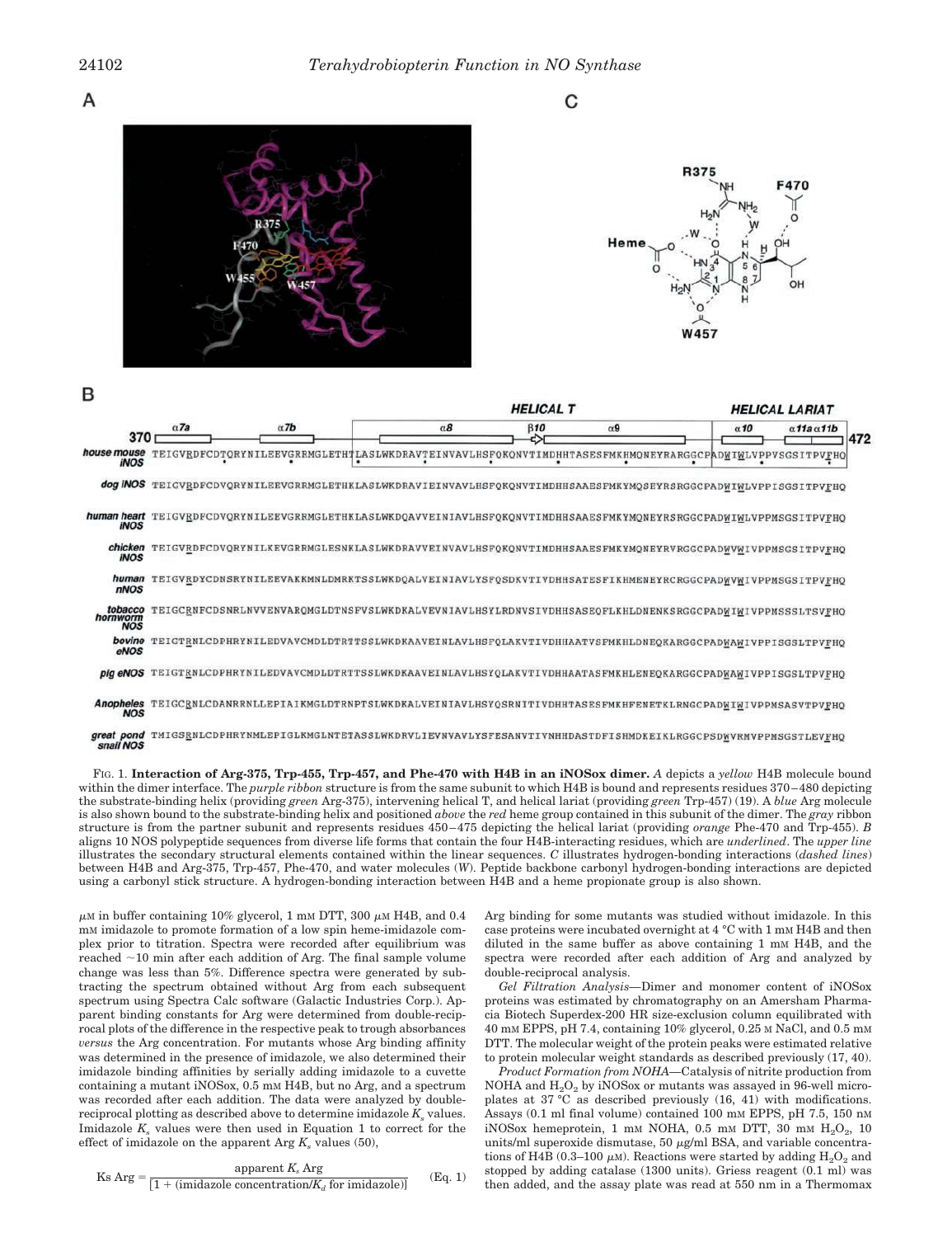**Fig. 1. Interaction of Arg-375, Trp-455, Trp-457, and Phe-470 with H4B in an iNOSox dimer.** *A* depicts a *yellow* H4B molecule bound within the dimer interface. The *purple ribbon* structure is from the same subunit to which H4B is bound and represents residues 370–480 depicting the substrate-binding helix (providing *green* Arg-375), intervening helical T, and helical lariat (providing *green* Trp-457) (19). A *blue* Arg molecule is also shown bound to the substrate-binding helix and positioned *above* the *red* heme group contained in this subunit of the dimer. The *gray* ribbon structure is from the partner subunit and represents residues 450–475 depicting the helical lariat (providing *orange* Phe-470 and Trp-455). *B* aligns 10 NOS polypeptide sequences from diverse life forms that contain the four H4B-interacting residues, which are *underlined*. The *upper line* illustrates the secondary structural elements contained within the linear sequences. *C* illustrates hydrogen-bonding interactions (*dashed lines*) between H4B and Arg-375, Trp-457, Phe-470, and water molecules (*W*). Peptide backbone carbonyl hydrogen-bonding interactions are depicted using a carbonyl stick structure. A hydrogen-bonding interaction between H4B and a heme propionate group is also shown.

μM in buffer containing 10% glycerol, 1 mM DTT, 300 μM H4B, and 0.4 mM imidazole to promote formation of a low spin heme-imidazole complex prior to titration. Spectra were recorded after equilibrium was reached ~10 min after each addition of Arg. The final sample volume change was less than 5%. Difference spectra were generated by subtracting the spectrum obtained without Arg from each subsequent spectrum using Spectra Calc software (Galactic Industries Corp.). Apparent binding constants for Arg were determined from double-reciprocal plots of the difference in the respective peak to trough absorbances *versus* the Arg concentration. For mutants whose Arg binding affinity was determined in the presence of imidazole, we also determined their imidazole binding affinities by serially adding imidazole to a cuvette containing a mutant iNOSox, 0.5 mM H4B, but no Arg, and a spectrum was recorded after each addition. The data were analyzed by double-reciprocal plotting as described above to determine imidazole $K_s$ values. Imidazole $K_s$ values were then used in Equation 1 to correct for the effect of imidazole on the apparent Arg $K_s$ values (50),

$$\text{Ks Arg} = \frac{\text{apparent } K_s \text{ Arg}}{[1 + (\text{imidazole concentration}/K_d \text{ for imidazole})]} \qquad \text{(Eq. 1)}$$

Arg binding for some mutants was studied without imidazole. In this case proteins were incubated overnight at 4 °C with 1 mM H4B and then diluted in the same buffer as above containing 1 mM H4B, and the spectra were recorded after each addition of Arg and analyzed by double-reciprocal analysis.

*Gel Filtration Analysis*—Dimer and monomer content of iNOSox proteins was estimated by chromatography on an Amersham Pharmacia Biotech Superdex-200 HR size-exclusion column equilibrated with 40 mM EPPS, pH 7.4, containing 10% glycerol, 0.25 M NaCl, and 0.5 mM DTT. The molecular weight of the protein peaks were estimated relative to protein molecular weight standards as described previously (17, 40).

*Product Formation from NOHA*—Catalysis of nitrite production from NOHA and $H_2O_2$ by iNOSox or mutants was assayed in 96-well microplates at 37 °C as described previously (16, 41) with modifications. Assays (0.1 ml final volume) contained 100 mM EPPS, pH 7.5, 150 nM iNOSox hemeprotein, 1 mM NOHA, 0.5 mM DTT, 30 mM $H_2O_2$, 10 units/ml superoxide dismutase, 50 μg/ml BSA, and variable concentrations of H4B (0.3–100 μM). Reactions were started by adding $H_2O_2$ and stopped by adding catalase (1300 units). Griess reagent (0.1 ml) was then added, and the assay plate was read at 550 nm in a Thermomax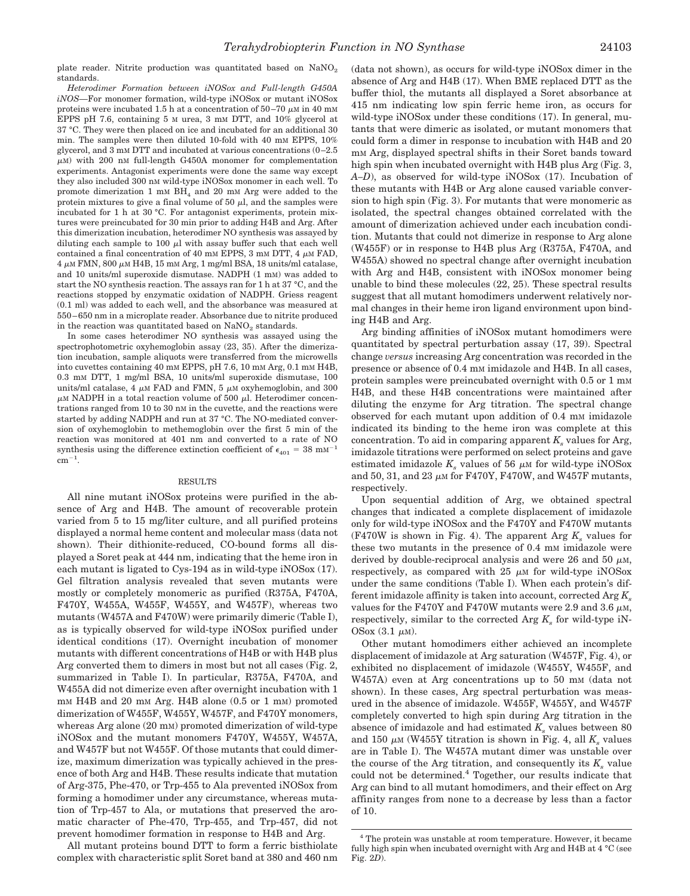plate reader. Nitrite production was quantitated based on $NaNO_2$ standards.

*Heterodimer Formation between iNOSox and Full-length G450A iNOS*—For monomer formation, wild-type iNOSox or mutant iNOSox proteins were incubated 1.5 h at a concentration of 50–70 μM in 40 mM EPPS pH 7.6, containing 5 M urea, 3 mM DTT, and 10% glycerol at 37 °C. They were then placed on ice and incubated for an additional 30 min. The samples were then diluted 10-fold with 40 mM EPPS, 10% glycerol, and 3 mM DTT and incubated at various concentrations (0–2.5 μM) with 200 nM full-length G450A monomer for complementation experiments. Antagonist experiments were done the same way except they also included 300 nM wild-type iNOSox monomer in each well. To promote dimerization 1 mM $BH_4$ and 20 mM Arg were added to the protein mixtures to give a final volume of 50 μl, and the samples were incubated for 1 h at 30 °C. For antagonist experiments, protein mixtures were preincubated for 30 min prior to adding H4B and Arg. After this dimerization incubation, heterodimer NO synthesis was assayed by diluting each sample to 100 μl with assay buffer such that each well contained a final concentration of 40 mM EPPS, 3 mM DTT, 4 μM FAD, 4 μM FMN, 800 μM H4B, 15 mM Arg, 1 mg/ml BSA, 18 units/ml catalase, and 10 units/ml superoxide dismutase. NADPH (1 mM) was added to start the NO synthesis reaction. The assays ran for 1 h at 37 °C, and the reactions stopped by enzymatic oxidation of NADPH. Griess reagent (0.1 ml) was added to each well, and the absorbance was measured at 550–650 nm in a microplate reader. Absorbance due to nitrite produced in the reaction was quantitated based on $NaNO_2$ standards.

In some cases heterodimer NO synthesis was assayed using the spectrophotometric oxyhemoglobin assay (23, 35). After the dimerization incubation, sample aliquots were transferred from the microwells into cuvettes containing 40 mM EPPS, pH 7.6, 10 mM Arg, 0.1 mM H4B, 0.3 mM DTT, 1 mg/ml BSA, 10 units/ml superoxide dismutase, 100 units/ml catalase, 4 μM FAD and FMN, 5 μM oxyhemoglobin, and 300 μM NADPH in a total reaction volume of 500 μl. Heterodimer concentrations ranged from 10 to 30 nM in the cuvette, and the reactions were started by adding NADPH and run at 37 °C. The NO-mediated conversion of oxyhemoglobin to methemoglobin over the first 5 min of the reaction was monitored at 401 nm and converted to a rate of NO synthesis using the difference extinction coefficient of $\epsilon_{401} = 38\ mM^{-1}\ cm^{-1}$.

## RESULTS

All nine mutant iNOSox proteins were purified in the absence of Arg and H4B. The amount of recoverable protein varied from 5 to 15 mg/liter culture, and all purified proteins displayed a normal heme content and molecular mass (data not shown). Their dithionite-reduced, CO-bound forms all displayed a Soret peak at 444 nm, indicating that the heme iron in each mutant is ligated to Cys-194 as in wild-type iNOSox (17). Gel filtration analysis revealed that seven mutants were mostly or completely monomeric as purified (R375A, F470A, F470Y, W455A, W455F, W455Y, and W457F), whereas two mutants (W457A and F470W) were primarily dimeric (Table I), as is typically observed for wild-type iNOSox purified under identical conditions (17). Overnight incubation of monomer mutants with different concentrations of H4B or with H4B plus Arg converted them to dimers in most but not all cases (Fig. 2, summarized in Table I). In particular, R375A, F470A, and W455A did not dimerize even after overnight incubation with 1 mM H4B and 20 mM Arg. H4B alone (0.5 or 1 mM) promoted dimerization of W455F, W455Y, W457F, and F470Y monomers, whereas Arg alone (20 mM) promoted dimerization of wild-type iNOSox and the mutant monomers F470Y, W455Y, W457A, and W457F but not W455F. Of those mutants that could dimerize, maximum dimerization was typically achieved in the presence of both Arg and H4B. These results indicate that mutation of Arg-375, Phe-470, or Trp-455 to Ala prevented iNOSox from forming a homodimer under any circumstance, whereas mutation of Trp-457 to Ala, or mutations that preserved the aromatic character of Phe-470, Trp-455, and Trp-457, did not prevent homodimer formation in response to H4B and Arg.

All mutant proteins bound DTT to form a ferric bisthiolate complex with characteristic split Soret band at 380 and 460 nm (data not shown), as occurs for wild-type iNOSox dimer in the absence of Arg and H4B (17). When BME replaced DTT as the buffer thiol, the mutants all displayed a Soret absorbance at 415 nm indicating low spin ferric heme iron, as occurs for wild-type iNOSox under these conditions (17). In general, mutants that were dimeric as isolated, or mutant monomers that could form a dimer in response to incubation with H4B and 20 mM Arg, displayed spectral shifts in their Soret bands toward high spin when incubated overnight with H4B plus Arg (Fig. 3, *A–D*), as observed for wild-type iNOSox (17). Incubation of these mutants with H4B or Arg alone caused variable conversion to high spin (Fig. 3). For mutants that were monomeric as isolated, the spectral changes obtained correlated with the amount of dimerization achieved under each incubation condition. Mutants that could not dimerize in response to Arg alone (W455F) or in response to H4B plus Arg (R375A, F470A, and W455A) showed no spectral change after overnight incubation with Arg and H4B, consistent with iNOSox monomer being unable to bind these molecules (22, 25). These spectral results suggest that all mutant homodimers underwent relatively normal changes in their heme iron ligand environment upon binding H4B and Arg.

Arg binding affinities of iNOSox mutant homodimers were quantitated by spectral perturbation assay (17, 39). Spectral change *versus* increasing Arg concentration was recorded in the presence or absence of 0.4 mM imidazole and H4B. In all cases, protein samples were preincubated overnight with 0.5 or 1 mM H4B, and these H4B concentrations were maintained after diluting the enzyme for Arg titration. The spectral change observed for each mutant upon addition of 0.4 mM imidazole indicated its binding to the heme iron was complete at this concentration. To aid in comparing apparent $K_s$ values for Arg, imidazole titrations were performed on select proteins and gave estimated imidazole $K_s$ values of 56 μM for wild-type iNOSox and 50, 31, and 23 μM for F470Y, F470W, and W457F mutants, respectively.

Upon sequential addition of Arg, we obtained spectral changes that indicated a complete displacement of imidazole only for wild-type iNOSox and the F470Y and F470W mutants (F470W is shown in Fig. 4). The apparent Arg $K_s$ values for these two mutants in the presence of 0.4 mM imidazole were derived by double-reciprocal analysis and were 26 and 50 μM, respectively, as compared with 25 μM for wild-type iNOSox under the same conditions (Table I). When each protein's different imidazole affinity is taken into account, corrected Arg $K_s$ values for the F470Y and F470W mutants were 2.9 and 3.6 μM, respectively, similar to the corrected Arg $K_s$ for wild-type iNOSox (3.1 μM).

Other mutant homodimers either achieved an incomplete displacement of imidazole at Arg saturation (W457F, Fig. 4), or exhibited no displacement of imidazole (W455Y, W455F, and W457A) even at Arg concentrations up to 50 mM (data not shown). In these cases, Arg spectral perturbation was measured in the absence of imidazole. W455F, W455Y, and W457F completely converted to high spin during Arg titration in the absence of imidazole and had estimated $K_s$ values between 80 and 150 μM (W455Y titration is shown in Fig. 4, all $K_s$ values are in Table I). The W457A mutant dimer was unstable over the course of the Arg titration, and consequently its $K_s$ value could not be determined.[4] Together, our results indicate that Arg can bind to all mutant homodimers, and their effect on Arg affinity ranges from none to a decrease by less than a factor of 10.

[4] The protein was unstable at room temperature. However, it became fully high spin when incubated overnight with Arg and H4B at 4 °C (see Fig. 2*D*).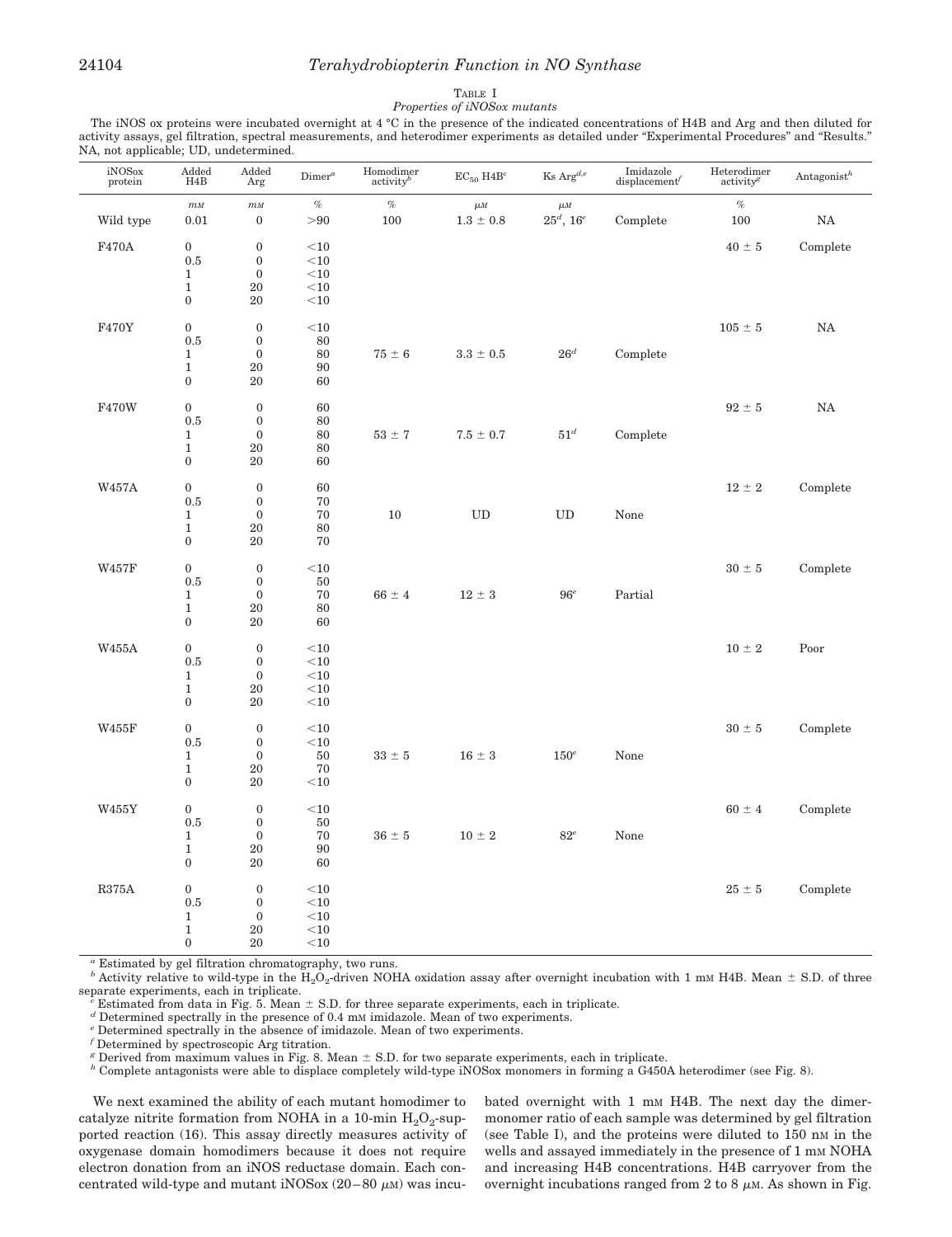TABLE I

*Properties of iNOSox mutants*

The iNOS ox proteins were incubated overnight at 4 °C in the presence of the indicated concentrations of H4B and Arg and then diluted for activity assays, gel filtration, spectral measurements, and heterodimer experiments as detailed under "Experimental Procedures" and "Results." NA, not applicable; UD, undetermined.

| iNOSox protein | Added H4B | Added Arg | Dimer[a] | Homodimer activity[b] | $EC_{50}$ H4B[c] | Ks Arg[d,e] | Imidazole displacement[f] | Heterodimer activity[g] | Antagonist[h] |
|---|---|---|---|---|---|---|---|---|---|
| | *mM* | *mM* | % | % | $\mu M$ | $\mu M$ | | % | |
| Wild type | 0.01 | 0 | >90 | 100 | 1.3 ± 0.8 | 25[d], 16[e] | Complete | 100 | NA |
| F470A | 0 | 0 | <10 | | | | | 40 ± 5 | Complete |
| | 0.5 | 0 | <10 | | | | | | |
| | 1 | 0 | <10 | | | | | | |
| | 1 | 20 | <10 | | | | | | |
| | 0 | 20 | <10 | | | | | | |
| F470Y | 0 | 0 | <10 | | | | | 105 ± 5 | NA |
| | 0.5 | 0 | 80 | | | | | | |
| | 1 | 0 | 80 | 75 ± 6 | 3.3 ± 0.5 | 26[d] | Complete | | |
| | 1 | 20 | 90 | | | | | | |
| | 0 | 20 | 60 | | | | | | |
| F470W | 0 | 0 | 60 | | | | | 92 ± 5 | NA |
| | 0.5 | 0 | 80 | | | | | | |
| | 1 | 0 | 80 | 53 ± 7 | 7.5 ± 0.7 | 51[d] | Complete | | |
| | 1 | 20 | 80 | | | | | | |
| | 0 | 20 | 60 | | | | | | |
| W457A | 0 | 0 | 60 | | | | | 12 ± 2 | Complete |
| | 0.5 | 0 | 70 | | | | | | |
| | 1 | 0 | 70 | 10 | UD | UD | None | | |
| | 1 | 20 | 80 | | | | | | |
| | 0 | 20 | 70 | | | | | | |
| W457F | 0 | 0 | <10 | | | | | 30 ± 5 | Complete |
| | 0.5 | 0 | 50 | | | | | | |
| | 1 | 0 | 70 | 66 ± 4 | 12 ± 3 | 96[e] | Partial | | |
| | 1 | 20 | 80 | | | | | | |
| | 0 | 20 | 60 | | | | | | |
| W455A | 0 | 0 | <10 | | | | | 10 ± 2 | Poor |
| | 0.5 | 0 | <10 | | | | | | |
| | 1 | 0 | <10 | | | | | | |
| | 1 | 20 | <10 | | | | | | |
| | 0 | 20 | <10 | | | | | | |
| W455F | 0 | 0 | <10 | | | | | 30 ± 5 | Complete |
| | 0.5 | 0 | <10 | | | | | | |
| | 1 | 0 | 50 | 33 ± 5 | 16 ± 3 | 150[e] | None | | |
| | 1 | 20 | 70 | | | | | | |
| | 0 | 20 | <10 | | | | | | |
| W455Y | 0 | 0 | <10 | | | | | 60 ± 4 | Complete |
| | 0.5 | 0 | 50 | | | | | | |
| | 1 | 0 | 70 | 36 ± 5 | 10 ± 2 | 82[e] | None | | |
| | 1 | 20 | 90 | | | | | | |
| | 0 | 20 | 60 | | | | | | |
| R375A | 0 | 0 | <10 | | | | | 25 ± 5 | Complete |
| | 0.5 | 0 | <10 | | | | | | |
| | 1 | 0 | <10 | | | | | | |
| | 1 | 20 | <10 | | | | | | |
| | 0 | 20 | <10 | | | | | | |

[a] Estimated by gel filtration chromatography, two runs.

[b] Activity relative to wild-type in the $H_2O_2$-driven NOHA oxidation assay after overnight incubation with 1 mM H4B. Mean ± S.D. of three separate experiments, each in triplicate.

[c] Estimated from data in Fig. 5. Mean ± S.D. for three separate experiments, each in triplicate.

[d] Determined spectrally in the presence of 0.4 mM imidazole. Mean of two experiments.

[e] Determined spectrally in the absence of imidazole. Mean of two experiments.

[f] Determined by spectroscopic Arg titration.

[g] Derived from maximum values in Fig. 8. Mean ± S.D. for two separate experiments, each in triplicate.

[h] Complete antagonists were able to displace completely wild-type iNOSox monomers in forming a G450A heterodimer (see Fig. 8).

We next examined the ability of each mutant homodimer to catalyze nitrite formation from NOHA in a 10-min $H_2O_2$-supported reaction (16). This assay directly measures activity of oxygenase domain homodimers because it does not require electron donation from an iNOS reductase domain. Each concentrated wild-type and mutant iNOSox (20–80 $\mu$M) was incubated overnight with 1 mM H4B. The next day the dimer-monomer ratio of each sample was determined by gel filtration (see Table I), and the proteins were diluted to 150 nM in the wells and assayed immediately in the presence of 1 mM NOHA and increasing H4B concentrations. H4B carryover from the overnight incubations ranged from 2 to 8 $\mu$M. As shown in Fig.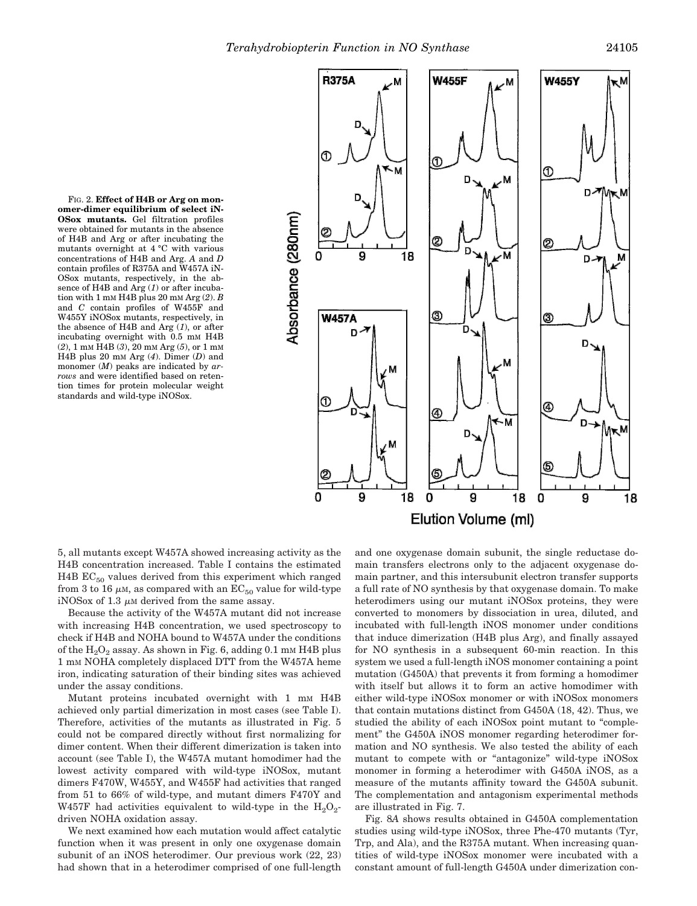FIG. 2. **Effect of H4B or Arg on monomer-dimer equilibrium of select iNOSox mutants.** Gel filtration profiles were obtained for mutants in the absence of H4B and Arg or after incubating the mutants overnight at 4 °C with various concentrations of H4B and Arg. *A* and *D* contain profiles of R375A and W457A iNOSox mutants, respectively, in the absence of H4B and Arg (*1*) or after incubation with 1 mM H4B plus 20 mM Arg (*2*). *B* and *C* contain profiles of W455F and W455Y iNOSox mutants, respectively, in the absence of H4B and Arg (*1*), or after incubating overnight with 0.5 mM H4B (*2*), 1 mM H4B (*3*), 20 mM Arg (*5*), or 1 mM H4B plus 20 mM Arg (*4*). Dimer (*D*) and monomer (*M*) peaks are indicated by *arrows* and were identified based on retention times for protein molecular weight standards and wild-type iNOSox.

5, all mutants except W457A showed increasing activity as the H4B concentration increased. Table I contains the estimated H4B $EC_{50}$ values derived from this experiment which ranged from 3 to 16 $\mu$M, as compared with an $EC_{50}$ value for wild-type iNOSox of 1.3 $\mu$M derived from the same assay.

Because the activity of the W457A mutant did not increase with increasing H4B concentration, we used spectroscopy to check if H4B and NOHA bound to W457A under the conditions of the $H_2O_2$ assay. As shown in Fig. 6, adding 0.1 mM H4B plus 1 mM NOHA completely displaced DTT from the W457A heme iron, indicating saturation of their binding sites was achieved under the assay conditions.

Mutant proteins incubated overnight with 1 mM H4B achieved only partial dimerization in most cases (see Table I). Therefore, activities of the mutants as illustrated in Fig. 5 could not be compared directly without first normalizing for dimer content. When their different dimerization is taken into account (see Table I), the W457A mutant homodimer had the lowest activity compared with wild-type iNOSox, mutant dimers F470W, W455Y, and W455F had activities that ranged from 51 to 66% of wild-type, and mutant dimers F470Y and W457F had activities equivalent to wild-type in the $H_2O_2$-driven NOHA oxidation assay.

We next examined how each mutation would affect catalytic function when it was present in only one oxygenase domain subunit of an iNOS heterodimer. Our previous work (22, 23) had shown that in a heterodimer comprised of one full-length and one oxygenase domain subunit, the single reductase domain transfers electrons only to the adjacent oxygenase domain partner, and this intersubunit electron transfer supports a full rate of NO synthesis by that oxygenase domain. To make heterodimers using our mutant iNOSox proteins, they were converted to monomers by dissociation in urea, diluted, and incubated with full-length iNOS monomer under conditions that induce dimerization (H4B plus Arg), and finally assayed for NO synthesis in a subsequent 60-min reaction. In this system we used a full-length iNOS monomer containing a point mutation (G450A) that prevents it from forming a homodimer with itself but allows it to form an active homodimer with either wild-type iNOSox monomer or with iNOSox monomers that contain mutations distinct from G450A (18, 42). Thus, we studied the ability of each iNOSox point mutant to "complement" the G450A iNOS monomer regarding heterodimer formation and NO synthesis. We also tested the ability of each mutant to compete with or "antagonize" wild-type iNOSox monomer in forming a heterodimer with G450A iNOS, as a measure of the mutants affinity toward the G450A subunit. The complementation and antagonism experimental methods are illustrated in Fig. 7.

Fig. 8*A* shows results obtained in G450A complementation studies using wild-type iNOSox, three Phe-470 mutants (Tyr, Trp, and Ala), and the R375A mutant. When increasing quantities of wild-type iNOSox monomer were incubated with a constant amount of full-length G450A under dimerization con-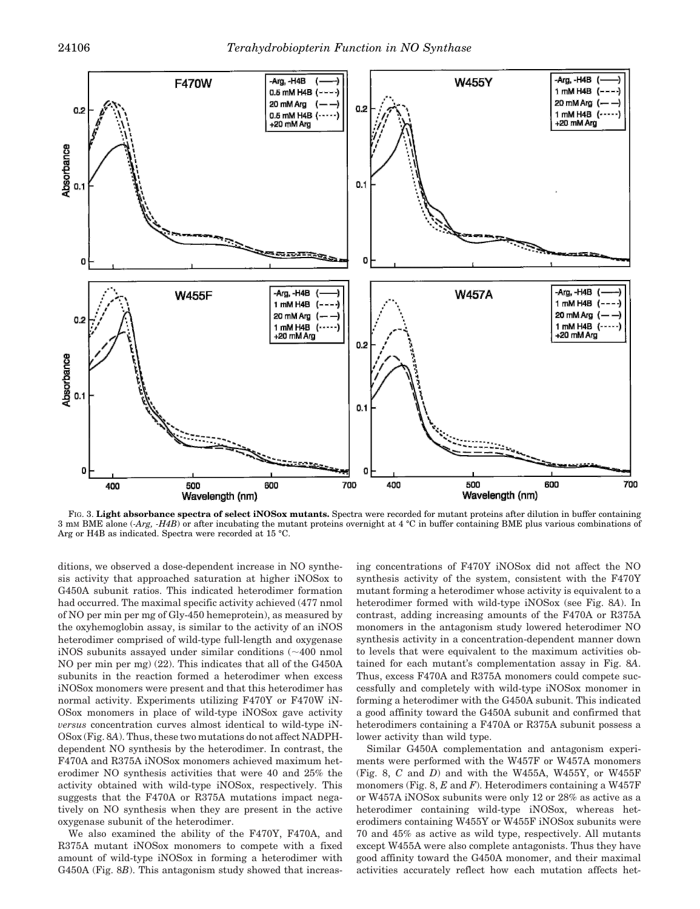FIG. 3. **Light absorbance spectra of select iNOSox mutants.** Spectra were recorded for mutant proteins after dilution in buffer containing 3 mM BME alone (*-Arg, -H4B*) or after incubating the mutant proteins overnight at 4 °C in buffer containing BME plus various combinations of Arg or H4B as indicated. Spectra were recorded at 15 °C.

ditions, we observed a dose-dependent increase in NO synthesis activity that approached saturation at higher iNOSox to G450A subunit ratios. This indicated heterodimer formation had occurred. The maximal specific activity achieved (477 nmol of NO per min per mg of Gly-450 hemeprotein), as measured by the oxyhemoglobin assay, is similar to the activity of an iNOS heterodimer comprised of wild-type full-length and oxygenase iNOS subunits assayed under similar conditions (~400 nmol NO per min per mg) (22). This indicates that all of the G450A subunits in the reaction formed a heterodimer when excess iNOSox monomers were present and that this heterodimer has normal activity. Experiments utilizing F470Y or F470W iNOSox monomers in place of wild-type iNOSox gave activity *versus* concentration curves almost identical to wild-type iNOSox (Fig. 8*A*). Thus, these two mutations do not affect NADPH-dependent NO synthesis by the heterodimer. In contrast, the F470A and R375A iNOSox monomers achieved maximum heterodimer NO synthesis activities that were 40 and 25% the activity obtained with wild-type iNOSox, respectively. This suggests that the F470A or R375A mutations impact negatively on NO synthesis when they are present in the active oxygenase subunit of the heterodimer.

We also examined the ability of the F470Y, F470A, and R375A mutant iNOSox monomers to compete with a fixed amount of wild-type iNOSox in forming a heterodimer with G450A (Fig. 8*B*). This antagonism study showed that increasing concentrations of F470Y iNOSox did not affect the NO synthesis activity of the system, consistent with the F470Y mutant forming a heterodimer whose activity is equivalent to a heterodimer formed with wild-type iNOSox (see Fig. 8*A*). In contrast, adding increasing amounts of the F470A or R375A monomers in the antagonism study lowered heterodimer NO synthesis activity in a concentration-dependent manner down to levels that were equivalent to the maximum activities obtained for each mutant's complementation assay in Fig. 8*A*. Thus, excess F470A and R375A monomers could compete successfully and completely with wild-type iNOSox monomer in forming a heterodimer with the G450A subunit. This indicated a good affinity toward the G450A subunit and confirmed that heterodimers containing a F470A or R375A subunit possess a lower activity than wild type.

Similar G450A complementation and antagonism experiments were performed with the W457F or W457A monomers (Fig. 8, *C* and *D*) and with the W455A, W455Y, or W455F monomers (Fig. 8, *E* and *F*). Heterodimers containing a W457F or W457A iNOSox subunits were only 12 or 28% as active as a heterodimer containing wild-type iNOSox, whereas heterodimers containing W455Y or W455F iNOSox subunits were 70 and 45% as active as wild type, respectively. All mutants except W455A were also complete antagonists. Thus they have good affinity toward the G450A monomer, and their maximal activities accurately reflect how each mutation affects het-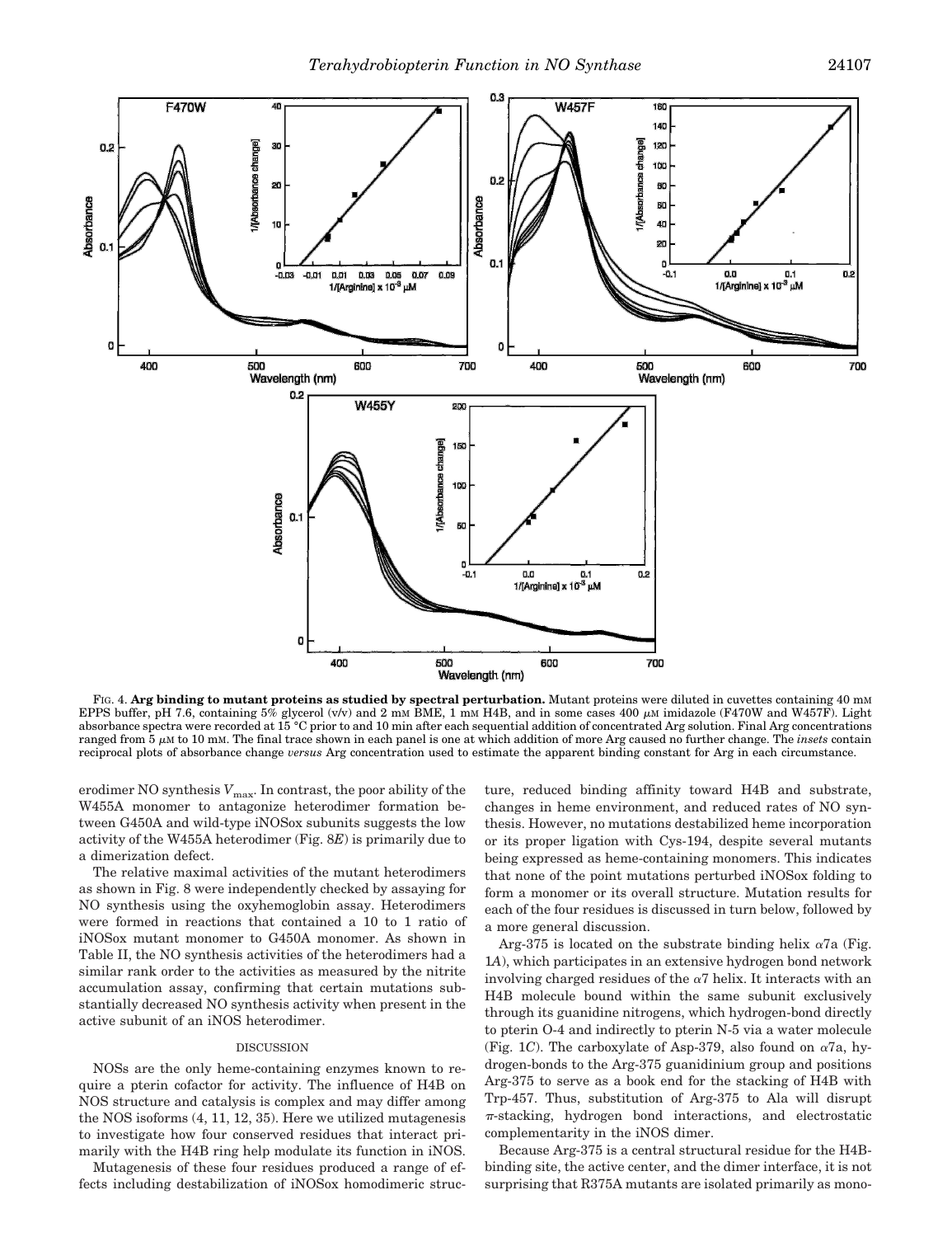FIG. 4. **Arg binding to mutant proteins as studied by spectral perturbation.** Mutant proteins were diluted in cuvettes containing 40 mM EPPS buffer, pH 7.6, containing 5% glycerol (v/v) and 2 mM BME, 1 mM H4B, and in some cases 400 μM imidazole (F470W and W457F). Light absorbance spectra were recorded at 15 °C prior to and 10 min after each sequential addition of concentrated Arg solution. Final Arg concentrations ranged from 5 μM to 10 mM. The final trace shown in each panel is one at which addition of more Arg caused no further change. The *insets* contain reciprocal plots of absorbance change *versus* Arg concentration used to estimate the apparent binding constant for Arg in each circumstance.

erodimer NO synthesis $V_{max}$. In contrast, the poor ability of the W455A monomer to antagonize heterodimer formation between G450A and wild-type iNOSox subunits suggests the low activity of the W455A heterodimer (Fig. 8*E*) is primarily due to a dimerization defect.

The relative maximal activities of the mutant heterodimers as shown in Fig. 8 were independently checked by assaying for NO synthesis using the oxyhemoglobin assay. Heterodimers were formed in reactions that contained a 10 to 1 ratio of iNOSox mutant monomer to G450A monomer. As shown in Table II, the NO synthesis activities of the heterodimers had a similar rank order to the activities as measured by the nitrite accumulation assay, confirming that certain mutations substantially decreased NO synthesis activity when present in the active subunit of an iNOS heterodimer.

## DISCUSSION

NOSs are the only heme-containing enzymes known to require a pterin cofactor for activity. The influence of H4B on NOS structure and catalysis is complex and may differ among the NOS isoforms (4, 11, 12, 35). Here we utilized mutagenesis to investigate how four conserved residues that interact primarily with the H4B ring help modulate its function in iNOS.

Mutagenesis of these four residues produced a range of effects including destabilization of iNOSox homodimeric structure, reduced binding affinity toward H4B and substrate, changes in heme environment, and reduced rates of NO synthesis. However, no mutations destabilized heme incorporation or its proper ligation with Cys-194, despite several mutants being expressed as heme-containing monomers. This indicates that none of the point mutations perturbed iNOSox folding to form a monomer or its overall structure. Mutation results for each of the four residues is discussed in turn below, followed by a more general discussion.

Arg-375 is located on the substrate binding helix α7a (Fig. 1*A*), which participates in an extensive hydrogen bond network involving charged residues of the α7 helix. It interacts with an H4B molecule bound within the same subunit exclusively through its guanidine nitrogens, which hydrogen-bond directly to pterin O-4 and indirectly to pterin N-5 via a water molecule (Fig. 1*C*). The carboxylate of Asp-379, also found on α7a, hydrogen-bonds to the Arg-375 guanidinium group and positions Arg-375 to serve as a book end for the stacking of H4B with Trp-457. Thus, substitution of Arg-375 to Ala will disrupt π-stacking, hydrogen bond interactions, and electrostatic complementarity in the iNOS dimer.

Because Arg-375 is a central structural residue for the H4B-binding site, the active center, and the dimer interface, it is not surprising that R375A mutants are isolated primarily as mono-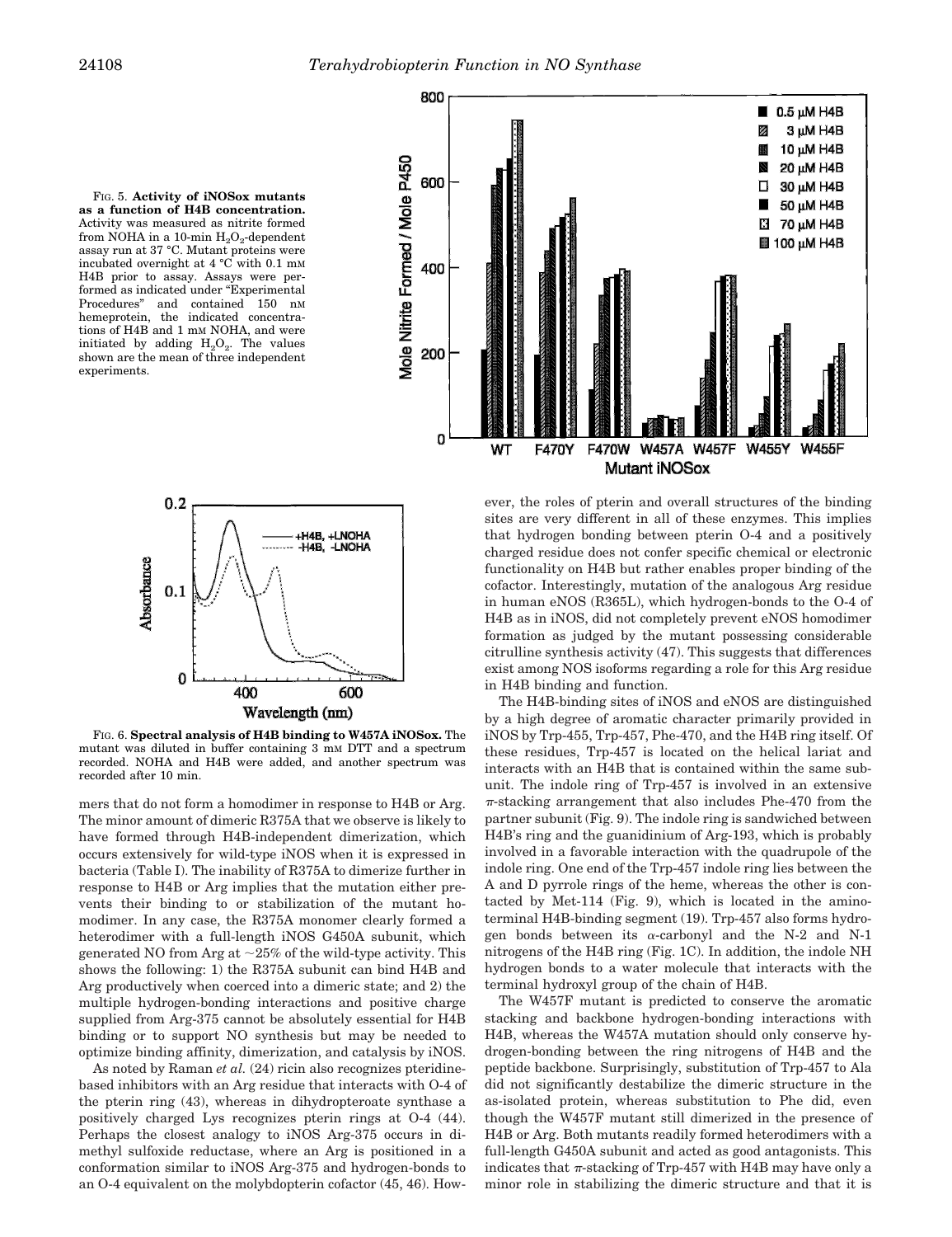FIG. 5. **Activity of iNOSox mutants as a function of H4B concentration.** Activity was measured as nitrite formed from NOHA in a 10-min $H_2O_2$-dependent assay run at 37 °C. Mutant proteins were incubated overnight at 4 °C with 0.1 mM H4B prior to assay. Assays were performed as indicated under "Experimental Procedures" and contained 150 nM hemeprotein, the indicated concentrations of H4B and 1 mM NOHA, and were initiated by adding $H_2O_2$. The values shown are the mean of three independent experiments.

FIG. 6. **Spectral analysis of H4B binding to W457A iNOSox.** The mutant was diluted in buffer containing 3 mM DTT and a spectrum recorded. NOHA and H4B were added, and another spectrum was recorded after 10 min.

mers that do not form a homodimer in response to H4B or Arg. The minor amount of dimeric R375A that we observe is likely to have formed through H4B-independent dimerization, which occurs extensively for wild-type iNOS when it is expressed in bacteria (Table I). The inability of R375A to dimerize further in response to H4B or Arg implies that the mutation either prevents their binding to or stabilization of the mutant homodimer. In any case, the R375A monomer clearly formed a heterodimer with a full-length iNOS G450A subunit, which generated NO from Arg at ~25% of the wild-type activity. This shows the following: 1) the R375A subunit can bind H4B and Arg productively when coerced into a dimeric state; and 2) the multiple hydrogen-bonding interactions and positive charge supplied from Arg-375 cannot be absolutely essential for H4B binding or to support NO synthesis but may be needed to optimize binding affinity, dimerization, and catalysis by iNOS.

As noted by Raman *et al.* (24) ricin also recognizes pteridine-based inhibitors with an Arg residue that interacts with O-4 of the pterin ring (43), whereas in dihydropteroate synthase a positively charged Lys recognizes pterin rings at O-4 (44). Perhaps the closest analogy to iNOS Arg-375 occurs in dimethyl sulfoxide reductase, where an Arg is positioned in a conformation similar to iNOS Arg-375 and hydrogen-bonds to an O-4 equivalent on the molybdopterin cofactor (45, 46). However, the roles of pterin and overall structures of the binding sites are very different in all of these enzymes. This implies that hydrogen bonding between pterin O-4 and a positively charged residue does not confer specific chemical or electronic functionality on H4B but rather enables proper binding of the cofactor. Interestingly, mutation of the analogous Arg residue in human eNOS (R365L), which hydrogen-bonds to the O-4 of H4B as in iNOS, did not completely prevent eNOS homodimer formation as judged by the mutant possessing considerable citrulline synthesis activity (47). This suggests that differences exist among NOS isoforms regarding a role for this Arg residue in H4B binding and function.

The H4B-binding sites of iNOS and eNOS are distinguished by a high degree of aromatic character primarily provided in iNOS by Trp-455, Trp-457, Phe-470, and the H4B ring itself. Of these residues, Trp-457 is located on the helical lariat and interacts with an H4B that is contained within the same subunit. The indole ring of Trp-457 is involved in an extensive $\pi$-stacking arrangement that also includes Phe-470 from the partner subunit (Fig. 9). The indole ring is sandwiched between H4B's ring and the guanidinium of Arg-193, which is probably involved in a favorable interaction with the quadrupole of the indole ring. One end of the Trp-457 indole ring lies between the A and D pyrrole rings of the heme, whereas the other is contacted by Met-114 (Fig. 9), which is located in the amino-terminal H4B-binding segment (19). Trp-457 also forms hydrogen bonds between its $\alpha$-carbonyl and the N-2 and N-1 nitrogens of the H4B ring (Fig. 1C). In addition, the indole NH hydrogen bonds to a water molecule that interacts with the terminal hydroxyl group of the chain of H4B.

The W457F mutant is predicted to conserve the aromatic stacking and backbone hydrogen-bonding interactions with H4B, whereas the W457A mutation should only conserve hydrogen-bonding between the ring nitrogens of H4B and the peptide backbone. Surprisingly, substitution of Trp-457 to Ala did not significantly destabilize the dimeric structure in the as-isolated protein, whereas substitution to Phe did, even though the W457F mutant still dimerized in the presence of H4B or Arg. Both mutants readily formed heterodimers with a full-length G450A subunit and acted as good antagonists. This indicates that $\pi$-stacking of Trp-457 with H4B may have only a minor role in stabilizing the dimeric structure and that it is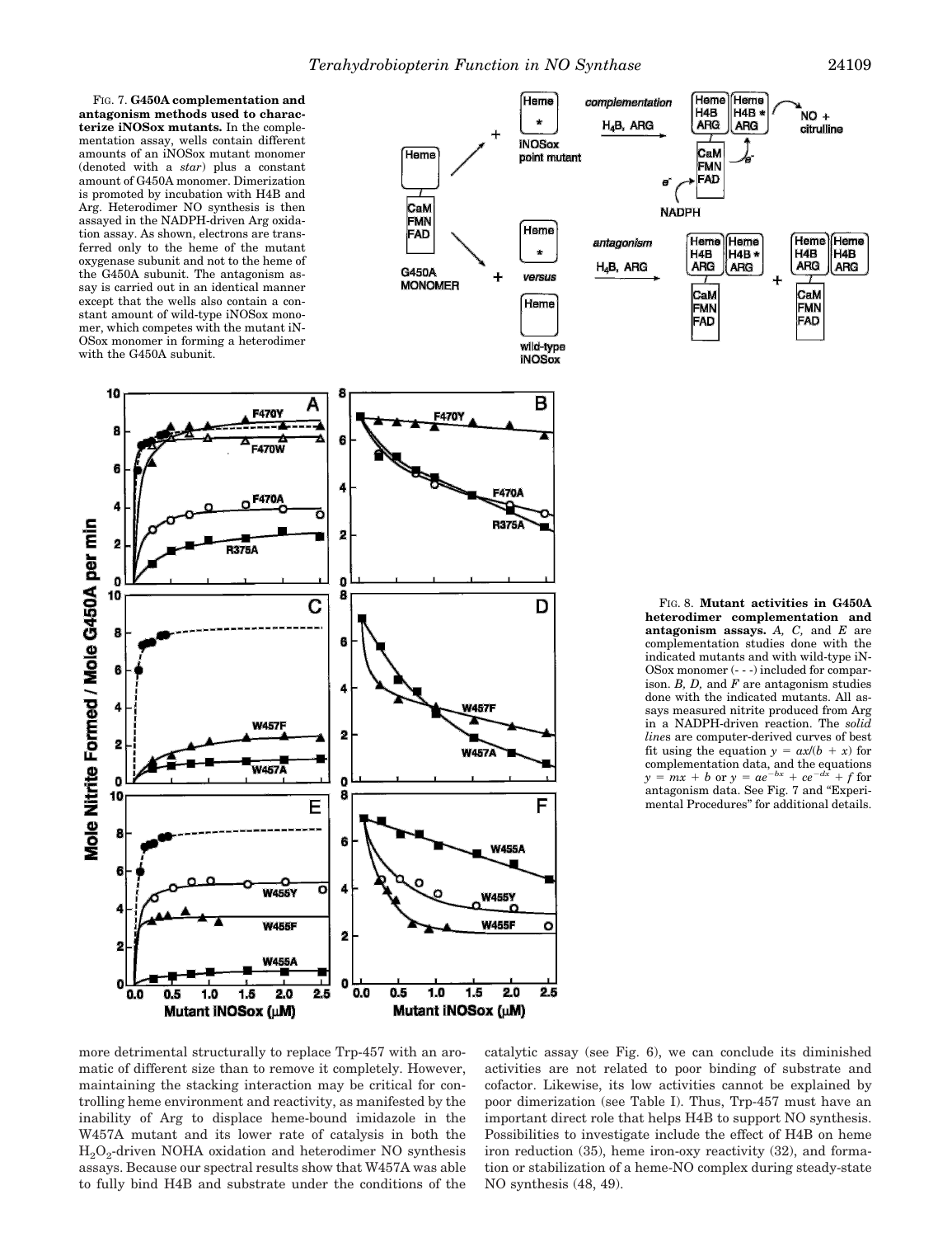FIG. 7. **G450A complementation and antagonism methods used to characterize iNOSox mutants.** In the complementation assay, wells contain different amounts of an iNOSox mutant monomer (denoted with a *star*) plus a constant amount of G450A monomer. Dimerization is promoted by incubation with H4B and Arg. Heterodimer NO synthesis is then assayed in the NADPH-driven Arg oxidation assay. As shown, electrons are transferred only to the heme of the mutant oxygenase subunit and not to the heme of the G450A subunit. The antagonism assay is carried out in an identical manner except that the wells also contain a constant amount of wild-type iNOSox monomer, which competes with the mutant iNOSox monomer in forming a heterodimer with the G450A subunit.

FIG. 8. **Mutant activities in G450A heterodimer complementation and antagonism assays.** *A, C,* and *E* are complementation studies done with the indicated mutants and with wild-type iNOSox monomer (- - -) included for comparison. *B, D,* and *F* are antagonism studies done with the indicated mutants. All assays measured nitrite produced from Arg in a NADPH-driven reaction. The *solid lines* are computer-derived curves of best fit using the equation $y = ax/(b + x)$ for complementation data, and the equations $y = mx + b$ or $y = ae^{-bx} + ce^{-dx} + f$ for antagonism data. See Fig. 7 and "Experimental Procedures" for additional details.

more detrimental structurally to replace Trp-457 with an aromatic of different size than to remove it completely. However, maintaining the stacking interaction may be critical for controlling heme environment and reactivity, as manifested by the inability of Arg to displace heme-bound imidazole in the W457A mutant and its lower rate of catalysis in both the $H_2O_2$-driven NOHA oxidation and heterodimer NO synthesis assays. Because our spectral results show that W457A was able to fully bind H4B and substrate under the conditions of the catalytic assay (see Fig. 6), we can conclude its diminished activities are not related to poor binding of substrate and cofactor. Likewise, its low activities cannot be explained by poor dimerization (see Table I). Thus, Trp-457 must have an important direct role that helps H4B to support NO synthesis. Possibilities to investigate include the effect of H4B on heme iron reduction (35), heme iron-oxy reactivity (32), and formation or stabilization of a heme-NO complex during steady-state NO synthesis (48, 49).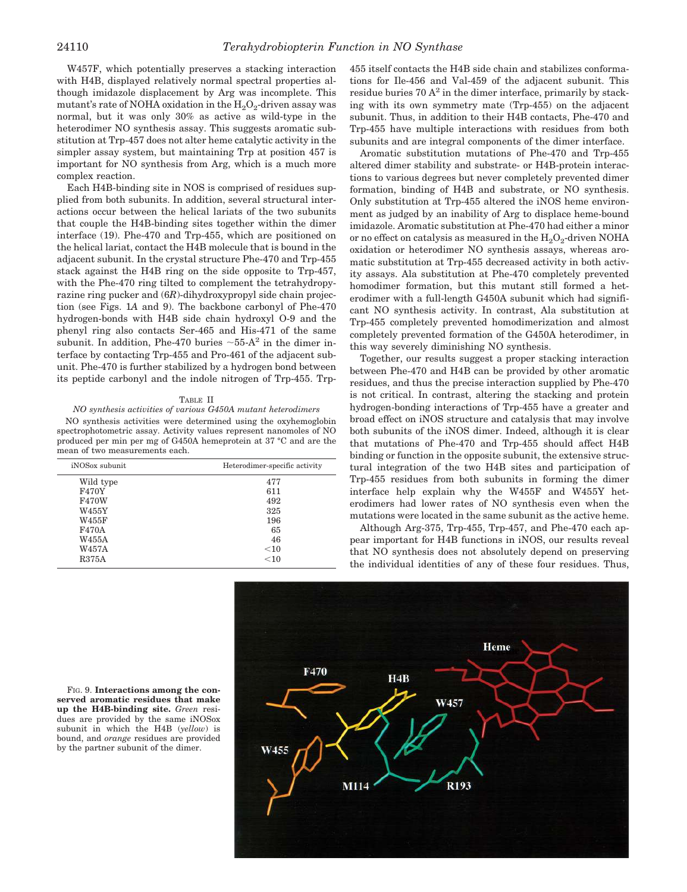W457F, which potentially preserves a stacking interaction with H4B, displayed relatively normal spectral properties although imidazole displacement by Arg was incomplete. This mutant's rate of NOHA oxidation in the $H_2O_2$-driven assay was normal, but it was only 30% as active as wild-type in the heterodimer NO synthesis assay. This suggests aromatic substitution at Trp-457 does not alter heme catalytic activity in the simpler assay system, but maintaining Trp at position 457 is important for NO synthesis from Arg, which is a much more complex reaction.

Each H4B-binding site in NOS is comprised of residues supplied from both subunits. In addition, several structural interactions occur between the helical lariats of the two subunits that couple the H4B-binding sites together within the dimer interface (19). Phe-470 and Trp-455, which are positioned on the helical lariat, contact the H4B molecule that is bound in the adjacent subunit. In the crystal structure Phe-470 and Trp-455 stack against the H4B ring on the side opposite to Trp-457, with the Phe-470 ring tilted to complement the tetrahydropyrazine ring pucker and (6*R*)-dihydroxypropyl side chain projection (see Figs. 1*A* and 9). The backbone carbonyl of Phe-470 hydrogen-bonds with H4B side chain hydroxyl O-9 and the phenyl ring also contacts Ser-465 and His-471 of the same subunit. In addition, Phe-470 buries ~55-$Å^2$ in the dimer interface by contacting Trp-455 and Pro-461 of the adjacent subunit. Phe-470 is further stabilized by a hydrogen bond between its peptide carbonyl and the indole nitrogen of Trp-455. Trp-455 itself contacts the H4B side chain and stabilizes conformations for Ile-456 and Val-459 of the adjacent subunit. This residue buries 70 $Å^2$ in the dimer interface, primarily by stacking with its own symmetry mate (Trp-455) on the adjacent subunit. Thus, in addition to their H4B contacts, Phe-470 and Trp-455 have multiple interactions with residues from both subunits and are integral components of the dimer interface.

Table II

*NO synthesis activities of various G450A mutant heterodimers*

NO synthesis activities were determined using the oxyhemoglobin spectrophotometric assay. Activity values represent nanomoles of NO produced per min per mg of G450A hemeprotein at 37 °C and are the mean of two measurements each.

| iNOSox subunit | Heterodimer-specific activity |
|---|---|
| Wild type | 477 |
| F470Y | 611 |
| F470W | 492 |
| W455Y | 325 |
| W455F | 196 |
| F470A | 65 |
| W455A | 46 |
| W457A | <10 |
| R375A | <10 |

Aromatic substitution mutations of Phe-470 and Trp-455 altered dimer stability and substrate- or H4B-protein interactions to various degrees but never completely prevented dimer formation, binding of H4B and substrate, or NO synthesis. Only substitution at Trp-455 altered the iNOS heme environment as judged by an inability of Arg to displace heme-bound imidazole. Aromatic substitution at Phe-470 had either a minor or no effect on catalysis as measured in the $H_2O_2$-driven NOHA oxidation or heterodimer NO synthesis assays, whereas aromatic substitution at Trp-455 decreased activity in both activity assays. Ala substitution at Phe-470 completely prevented homodimer formation, but this mutant still formed a heterodimer with a full-length G450A subunit which had significant NO synthesis activity. In contrast, Ala substitution at Trp-455 completely prevented homodimerization and almost completely prevented formation of the G450A heterodimer, in this way severely diminishing NO synthesis.

Together, our results suggest a proper stacking interaction between Phe-470 and H4B can be provided by other aromatic residues, and thus the precise interaction supplied by Phe-470 is not critical. In contrast, altering the stacking and protein hydrogen-bonding interactions of Trp-455 have a greater and broad effect on iNOS structure and catalysis that may involve both subunits of the iNOS dimer. Indeed, although it is clear that mutations of Phe-470 and Trp-455 should affect H4B binding or function in the opposite subunit, the extensive structural integration of the two H4B sites and participation of Trp-455 residues from both subunits in forming the dimer interface help explain why the W455F and W455Y heterodimers had lower rates of NO synthesis even when the mutations were located in the same subunit as the active heme.

Although Arg-375, Trp-455, Trp-457, and Phe-470 each appear important for H4B functions in iNOS, our results reveal that NO synthesis does not absolutely depend on preserving the individual identities of any of these four residues. Thus,

Fig. 9. **Interactions among the conserved aromatic residues that make up the H4B-binding site.** *Green* residues are provided by the same iNOSox subunit in which the H4B (*yellow*) is bound, and *orange* residues are provided by the partner subunit of the dimer.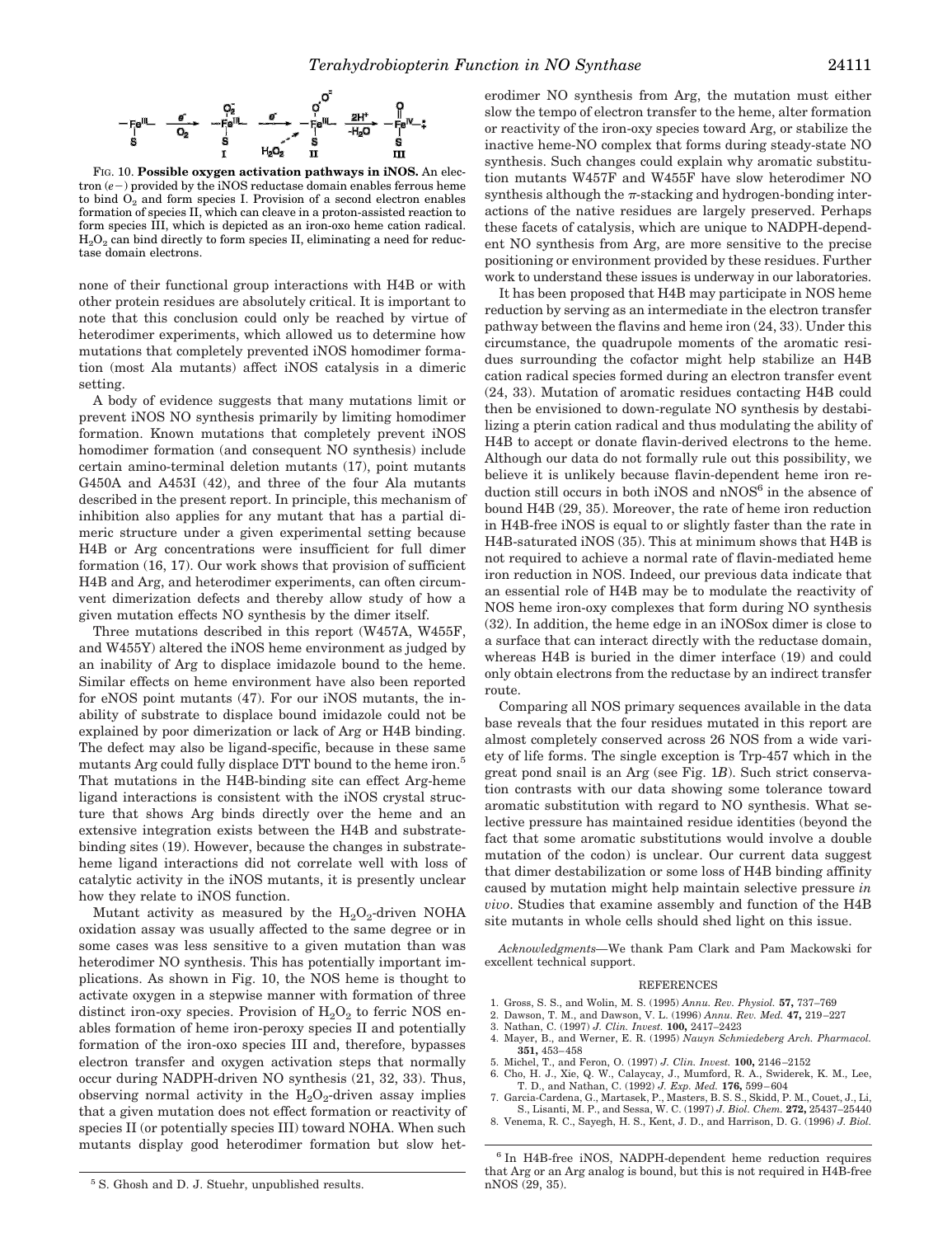$$-\underset{\mathrm{S}}{\overset{|}{\mathrm{Fe}^{\mathrm{III}}}}- \xrightarrow[\mathrm{O_2}]{e^-} -\underset{\substack{\mathrm{S} \\ \mathrm{I}}}{\overset{\mathrm{O_2^-}}{\mathrm{Fe}^{\mathrm{III}}}}- \xrightarrow{e^-} -\underset{\substack{\mathrm{S} \\ \mathrm{II}}}{\overset{\mathrm{O{-}O^=}}{\mathrm{Fe}^{\mathrm{III}}}}- \xrightarrow[-\mathrm{H_2O}]{2\mathrm{H}^+} -\underset{\substack{\mathrm{S} \\ \mathrm{III}}}{\overset{\mathrm{O}}{\mathrm{Fe}^{\mathrm{IV}}}}-^{\bullet}_{+} \qquad (\mathrm{H_2O_2} \dashrightarrow \mathrm{II})$$

FIG. 10. **Possible oxygen activation pathways in iNOS.** An electron ($e-$) provided by the iNOS reductase domain enables ferrous heme to bind $O_2$ and form species I. Provision of a second electron enables formation of species II, which can cleave in a proton-assisted reaction to form species III, which is depicted as an iron-oxo heme cation radical. $H_2O_2$ can bind directly to form species II, eliminating a need for reductase domain electrons.

none of their functional group interactions with H4B or with other protein residues are absolutely critical. It is important to note that this conclusion could only be reached by virtue of heterodimer experiments, which allowed us to determine how mutations that completely prevented iNOS homodimer formation (most Ala mutants) affect iNOS catalysis in a dimeric setting.

A body of evidence suggests that many mutations limit or prevent iNOS NO synthesis primarily by limiting homodimer formation. Known mutations that completely prevent iNOS homodimer formation (and consequent NO synthesis) include certain amino-terminal deletion mutants (17), point mutants G450A and A453I (42), and three of the four Ala mutants described in the present report. In principle, this mechanism of inhibition also applies for any mutant that has a partial dimeric structure under a given experimental setting because H4B or Arg concentrations were insufficient for full dimer formation (16, 17). Our work shows that provision of sufficient H4B and Arg, and heterodimer experiments, can often circumvent dimerization defects and thereby allow study of how a given mutation effects NO synthesis by the dimer itself.

Three mutations described in this report (W457A, W455F, and W455Y) altered the iNOS heme environment as judged by an inability of Arg to displace imidazole bound to the heme. Similar effects on heme environment have also been reported for eNOS point mutants (47). For our iNOS mutants, the inability of substrate to displace bound imidazole could not be explained by poor dimerization or lack of Arg or H4B binding. The defect may also be ligand-specific, because in these same mutants Arg could fully displace DTT bound to the heme iron.[5] That mutations in the H4B-binding site can effect Arg-heme ligand interactions is consistent with the iNOS crystal structure that shows Arg binds directly over the heme and an extensive integration exists between the H4B and substrate-binding sites (19). However, because the changes in substrate-heme ligand interactions did not correlate well with loss of catalytic activity in the iNOS mutants, it is presently unclear how they relate to iNOS function.

Mutant activity as measured by the $H_2O_2$-driven NOHA oxidation assay was usually affected to the same degree or in some cases was less sensitive to a given mutation than was heterodimer NO synthesis. This has potentially important implications. As shown in Fig. 10, the NOS heme is thought to activate oxygen in a stepwise manner with formation of three distinct iron-oxy species. Provision of $H_2O_2$ to ferric NOS enables formation of heme iron-peroxy species II and potentially formation of the iron-oxo species III and, therefore, bypasses electron transfer and oxygen activation steps that normally occur during NADPH-driven NO synthesis (21, 32, 33). Thus, observing normal activity in the $H_2O_2$-driven assay implies that a given mutation does not effect formation or reactivity of species II (or potentially species III) toward NOHA. When such mutants display good heterodimer formation but slow heterodimer NO synthesis from Arg, the mutation must either slow the tempo of electron transfer to the heme, alter formation or reactivity of the iron-oxy species toward Arg, or stabilize the inactive heme-NO complex that forms during steady-state NO synthesis. Such changes could explain why aromatic substitution mutants W457F and W455F have slow heterodimer NO synthesis although the $\pi$-stacking and hydrogen-bonding interactions of the native residues are largely preserved. Perhaps these facets of catalysis, which are unique to NADPH-dependent NO synthesis from Arg, are more sensitive to the precise positioning or environment provided by these residues. Further work to understand these issues is underway in our laboratories.

It has been proposed that H4B may participate in NOS heme reduction by serving as an intermediate in the electron transfer pathway between the flavins and heme iron (24, 33). Under this circumstance, the quadrupole moments of the aromatic residues surrounding the cofactor might help stabilize an H4B cation radical species formed during an electron transfer event (24, 33). Mutation of aromatic residues contacting H4B could then be envisioned to down-regulate NO synthesis by destabilizing a pterin cation radical and thus modulating the ability of H4B to accept or donate flavin-derived electrons to the heme. Although our data do not formally rule out this possibility, we believe it is unlikely because flavin-dependent heme iron reduction still occurs in both iNOS and nNOS[6] in the absence of bound H4B (29, 35). Moreover, the rate of heme iron reduction in H4B-free iNOS is equal to or slightly faster than the rate in H4B-saturated iNOS (35). This at minimum shows that H4B is not required to achieve a normal rate of flavin-mediated heme iron reduction in NOS. Indeed, our previous data indicate that an essential role of H4B may be to modulate the reactivity of NOS heme iron-oxy complexes that form during NO synthesis (32). In addition, the heme edge in an iNOSox dimer is close to a surface that can interact directly with the reductase domain, whereas H4B is buried in the dimer interface (19) and could only obtain electrons from the reductase by an indirect transfer route.

Comparing all NOS primary sequences available in the data base reveals that the four residues mutated in this report are almost completely conserved across 26 NOS from a wide variety of life forms. The single exception is Trp-457 which in the great pond snail is an Arg (see Fig. 1*B*). Such strict conservation contrasts with our data showing some tolerance toward aromatic substitution with regard to NO synthesis. What selective pressure has maintained residue identities (beyond the fact that some aromatic substitutions would involve a double mutation of the codon) is unclear. Our current data suggest that dimer destabilization or some loss of H4B binding affinity caused by mutation might help maintain selective pressure *in vivo*. Studies that examine assembly and function of the H4B site mutants in whole cells should shed light on this issue.

*Acknowledgments*—We thank Pam Clark and Pam Mackowski for excellent technical support.

## REFERENCES

1. Gross, S. S., and Wolin, M. S. (1995) *Annu. Rev. Physiol.* **57,** 737–769
2. Dawson, T. M., and Dawson, V. L. (1996) *Annu. Rev. Med.* **47,** 219–227
3. Nathan, C. (1997) *J. Clin. Invest.* **100,** 2417–2423
4. Mayer, B., and Werner, E. R. (1995) *Nauyn Schmiedeberg Arch. Pharmacol.* **351,** 453–458
5. Michel, T., and Feron, O. (1997) *J. Clin. Invest.* **100,** 2146–2152
6. Cho, H. J., Xie, Q. W., Calaycay, J., Mumford, R. A., Swiderek, K. M., Lee, T. D., and Nathan, C. (1992) *J. Exp. Med.* **176,** 599–604
7. Garcia-Cardena, G., Martasek, P., Masters, B. S. S., Skidd, P. M., Couet, J., Li, S., Lisanti, M. P., and Sessa, W. C. (1997) *J. Biol. Chem.* **272,** 25437–25440
8. Venema, R. C., Sayegh, H. S., Kent, J. D., and Harrison, D. G. (1996) *J. Biol.*

[5] S. Ghosh and D. J. Stuehr, unpublished results.

[6] In H4B-free iNOS, NADPH-dependent heme reduction requires that Arg or an Arg analog is bound, but this is not required in H4B-free nNOS (29, 35).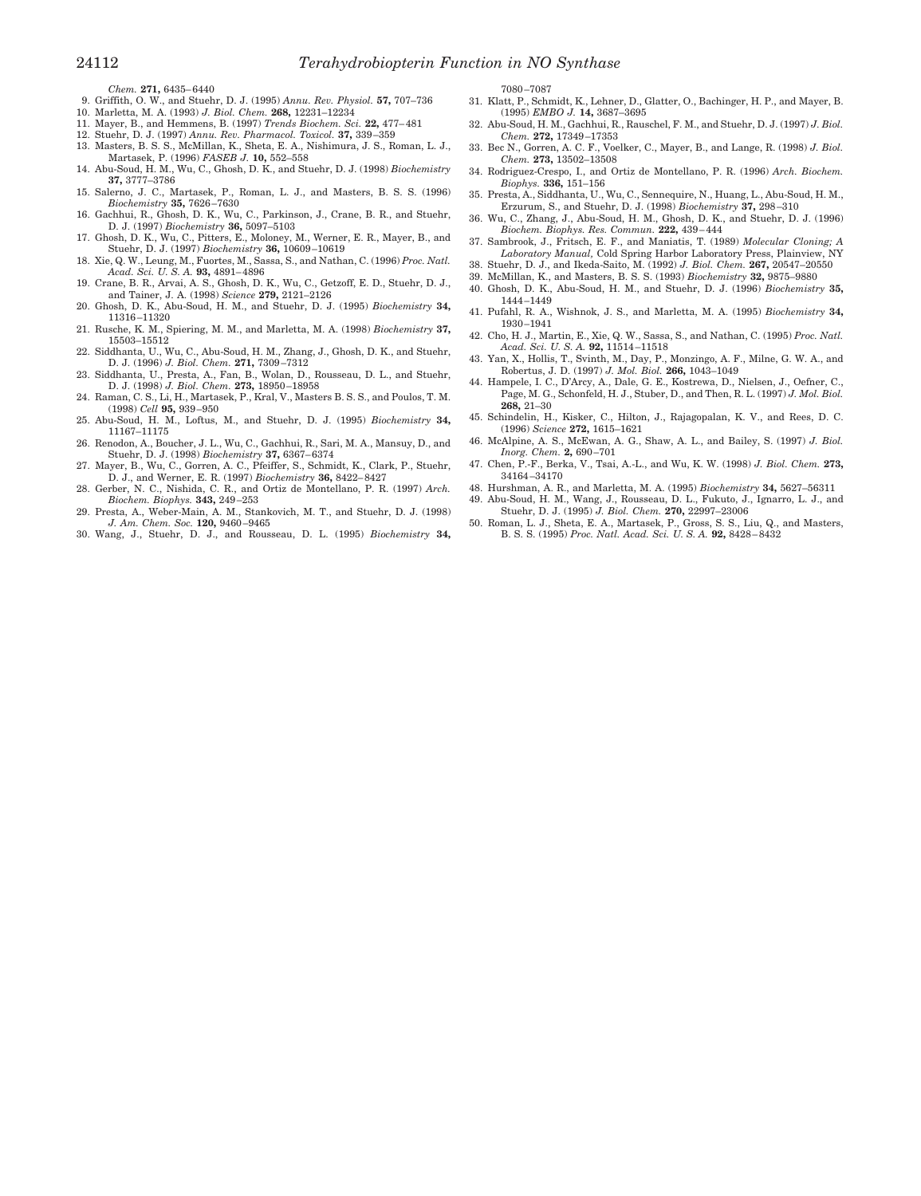Chem. **271,** 6435–6440
9. Griffith, O. W., and Stuehr, D. J. (1995) *Annu. Rev. Physiol.* **57,** 707–736
10. Marletta, M. A. (1993) *J. Biol. Chem.* **268,** 12231–12234
11. Mayer, B., and Hemmens, B. (1997) *Trends Biochem. Sci.* **22,** 477–481
12. Stuehr, D. J. (1997) *Annu. Rev. Pharmacol. Toxicol.* **37,** 339–359
13. Masters, B. S. S., McMillan, K., Sheta, E. A., Nishimura, J. S., Roman, L. J., Martasek, P. (1996) *FASEB J.* **10,** 552–558
14. Abu-Soud, H. M., Wu, C., Ghosh, D. K., and Stuehr, D. J. (1998) *Biochemistry* **37,** 3777–3786
15. Salerno, J. C., Martasek, P., Roman, L. J., and Masters, B. S. S. (1996) *Biochemistry* **35,** 7626–7630
16. Gachhui, R., Ghosh, D. K., Wu, C., Parkinson, J., Crane, B. R., and Stuehr, D. J. (1997) *Biochemistry* **36,** 5097–5103
17. Ghosh, D. K., Wu, C., Pitters, E., Moloney, M., Werner, E. R., Mayer, B., and Stuehr, D. J. (1997) *Biochemistry* **36,** 10609–10619
18. Xie, Q. W., Leung, M., Fuortes, M., Sassa, S., and Nathan, C. (1996) *Proc. Natl. Acad. Sci. U. S. A.* **93,** 4891–4896
19. Crane, B. R., Arvai, A. S., Ghosh, D. K., Wu, C., Getzoff, E. D., Stuehr, D. J., and Tainer, J. A. (1998) *Science* **279,** 2121–2126
20. Ghosh, D. K., Abu-Soud, H. M., and Stuehr, D. J. (1995) *Biochemistry* **34,** 11316–11320
21. Rusche, K. M., Spiering, M. M., and Marletta, M. A. (1998) *Biochemistry* **37,** 15503–15512
22. Siddhanta, U., Wu, C., Abu-Soud, H. M., Zhang, J., Ghosh, D. K., and Stuehr, D. J. (1996) *J. Biol. Chem.* **271,** 7309–7312
23. Siddhanta, U., Presta, A., Fan, B., Wolan, D., Rousseau, D. L., and Stuehr, D. J. (1998) *J. Biol. Chem.* **273,** 18950–18958
24. Raman, C. S., Li, H., Martasek, P., Kral, V., Masters B. S. S., and Poulos, T. M. (1998) *Cell* **95,** 939–950
25. Abu-Soud, H. M., Loftus, M., and Stuehr, D. J. (1995) *Biochemistry* **34,** 11167–11175
26. Renodon, A., Boucher, J. L., Wu, C., Gachhui, R., Sari, M. A., Mansuy, D., and Stuehr, D. J. (1998) *Biochemistry* **37,** 6367–6374
27. Mayer, B., Wu, C., Gorren, A. C., Pfeiffer, S., Schmidt, K., Clark, P., Stuehr, D. J., and Werner, E. R. (1997) *Biochemistry* **36,** 8422–8427
28. Gerber, N. C., Nishida, C. R., and Ortiz de Montellano, P. R. (1997) *Arch. Biochem. Biophys.* **343,** 249–253
29. Presta, A., Weber-Main, A. M., Stankovich, M. T., and Stuehr, D. J. (1998) *J. Am. Chem. Soc.* **120,** 9460–9465
30. Wang, J., Stuehr, D. J., and Rousseau, D. L. (1995) *Biochemistry* **34,** 7080–7087
31. Klatt, P., Schmidt, K., Lehner, D., Glatter, O., Bachinger, H. P., and Mayer, B. (1995) *EMBO J.* **14,** 3687–3695
32. Abu-Soud, H. M., Gachhui, R., Rauschel, F. M., and Stuehr, D. J. (1997) *J. Biol. Chem.* **272,** 17349–17353
33. Bec N., Gorren, A. C. F., Voelker, C., Mayer, B., and Lange, R. (1998) *J. Biol. Chem.* **273,** 13502–13508
34. Rodriguez-Crespo, I., and Ortiz de Montellano, P. R. (1996) *Arch. Biochem. Biophys.* **336,** 151–156
35. Presta, A., Siddhanta, U., Wu, C., Sennequire, N., Huang, L., Abu-Soud, H. M., Erzurum, S., and Stuehr, D. J. (1998) *Biochemistry* **37,** 298–310
36. Wu, C., Zhang, J., Abu-Soud, H. M., Ghosh, D. K., and Stuehr, D. J. (1996) *Biochem. Biophys. Res. Commun.* **222,** 439–444
37. Sambrook, J., Fritsch, E. F., and Maniatis, T. (1989) *Molecular Cloning; A Laboratory Manual,* Cold Spring Harbor Laboratory Press, Plainview, NY
38. Stuehr, D. J., and Ikeda-Saito, M. (1992) *J. Biol. Chem.* **267,** 20547–20550
39. McMillan, K., and Masters, B. S. S. (1993) *Biochemistry* **32,** 9875–9880
40. Ghosh, D. K., Abu-Soud, H. M., and Stuehr, D. J. (1996) *Biochemistry* **35,** 1444–1449
41. Pufahl, R. A., Wishnok, J. S., and Marletta, M. A. (1995) *Biochemistry* **34,** 1930–1941
42. Cho, H. J., Martin, E., Xie, Q. W., Sassa, S., and Nathan, C. (1995) *Proc. Natl. Acad. Sci. U. S. A.* **92,** 11514–11518
43. Yan, X., Hollis, T., Svinth, M., Day, P., Monzingo, A. F., Milne, G. W. A., and Robertus, J. D. (1997) *J. Mol. Biol.* **266,** 1043–1049
44. Hampele, I. C., D'Arcy, A., Dale, G. E., Kostrewa, D., Nielsen, J., Oefner, C., Page, M. G., Schonfeld, H. J., Stuber, D., and Then, R. L. (1997) *J. Mol. Biol.* **268,** 21–30
45. Schindelin, H., Kisker, C., Hilton, J., Rajagopalan, K. V., and Rees, D. C. (1996) *Science* **272,** 1615–1621
46. McAlpine, A. S., McEwan, A. G., Shaw, A. L., and Bailey, S. (1997) *J. Biol. Inorg. Chem.* **2,** 690–701
47. Chen, P.-F., Berka, V., Tsai, A.-L., and Wu, K. W. (1998) *J. Biol. Chem.* **273,** 34164–34170
48. Hurshman, A. R., and Marletta, M. A. (1995) *Biochemistry* **34,** 5627–56311
49. Abu-Soud, H. M., Wang, J., Rousseau, D. L., Fukuto, J., Ignarro, L. J., and Stuehr, D. J. (1995) *J. Biol. Chem.* **270,** 22997–23006
50. Roman, L. J., Sheta, E. A., Martasek, P., Gross, S. S., Liu, Q., and Masters, B. S. S. (1995) *Proc. Natl. Acad. Sci. U. S. A.* **92,** 8428–8432